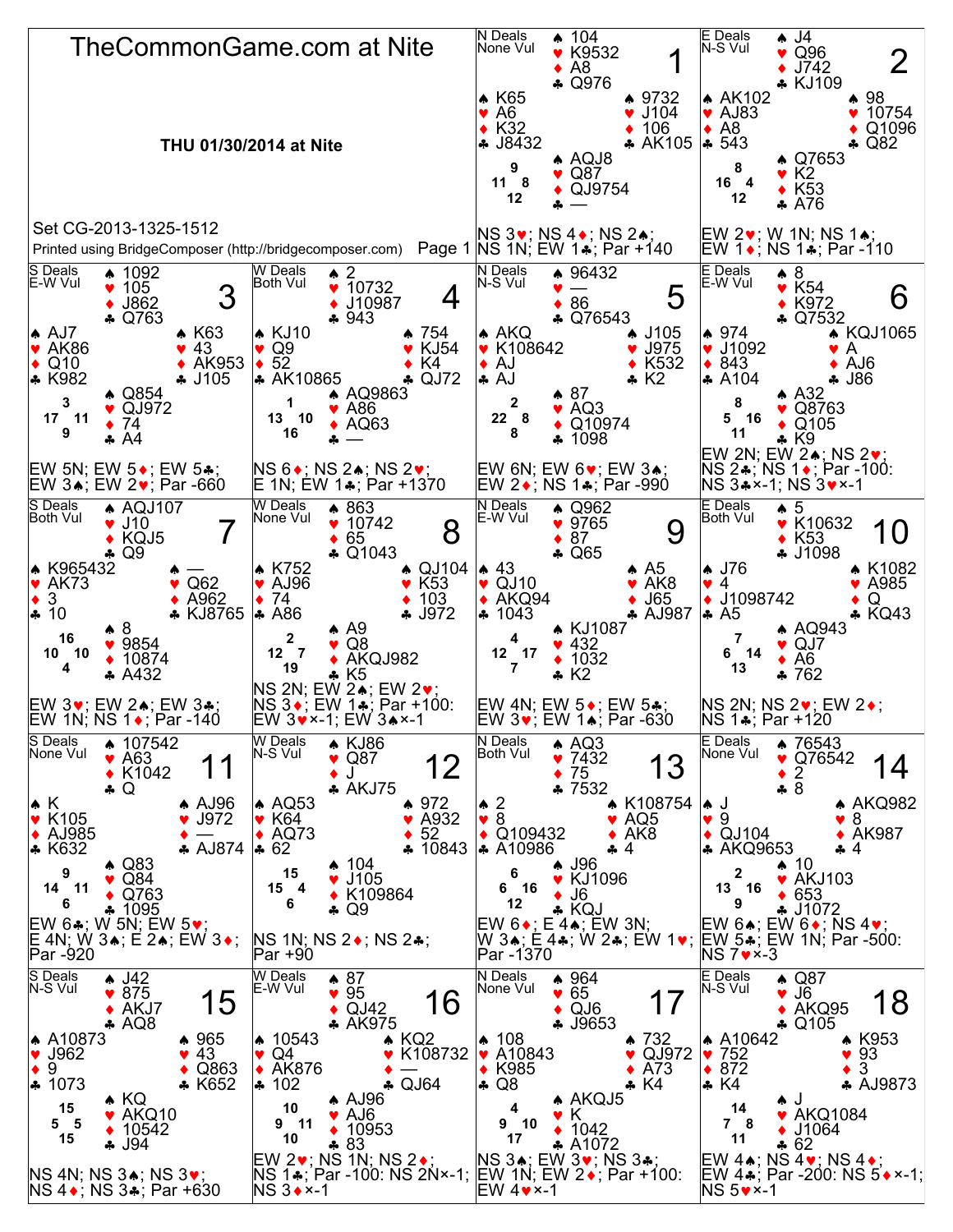# TheCommonGame.com at Nite

**THU 01/30/2014 at Nite**

Set CG-2013-1325-1512

Printed using BridgeComposer (http://bridgecomposer.com)

---

## Board 1

N Deals, None Vul

- North: ♠ 104 ♥ K9532 ♦ A8 ♣ Q976
- West: ♠ K65 ♥ A6 ♦ K32 ♣ J8432
- East: ♠ 9732 ♥ J104 ♦ 106 ♣ AK105
- South: ♠ AQJ8 ♥ Q87 ♦ QJ9754 ♣ —

HCP: N 9, E 8, S 12, W 11

NS 3♥; NS 4♦; NS 2♠; NS 1N; EW 1♣; Par +140

## Board 2

E Deals, N-S Vul

- North: ♠ J4 ♥ Q96 ♦ J742 ♣ KJ109
- West: ♠ AK102 ♥ AJ83 ♦ A8 ♣ 543
- East: ♠ 98 ♥ 10754 ♦ Q1096 ♣ Q82
- South: ♠ Q7653 ♥ K2 ♦ K53 ♣ A76

HCP: N 8, E 4, S 12, W 16

EW 2♥; W 1N; NS 1♠; EW 1♦; NS 1♣; Par -110

## Board 3

S Deals, E-W Vul

- North: ♠ 1092 ♥ 105 ♦ J862 ♣ Q763
- West: ♠ AJ7 ♥ AK86 ♦ Q10 ♣ K982
- East: ♠ K63 ♥ 43 ♦ AK953 ♣ J105
- South: ♠ Q854 ♥ QJ972 ♦ 74 ♣ A4

HCP: N 3, E 11, S 9, W 17

EW 5N; EW 5♦; EW 5♣; EW 3♠; EW 2♥; Par -660

## Board 4

W Deals, Both Vul

- North: ♠ 2 ♥ 10732 ♦ J10987 ♣ 943
- West: ♠ KJ10 ♥ Q9 ♦ 52 ♣ AK10865
- East: ♠ 754 ♥ KJ54 ♦ K4 ♣ QJ72
- South: ♠ AQ9863 ♥ A86 ♦ AQ63 ♣ —

HCP: N 1, E 10, S 16, W 13

NS 6♦; NS 2♠; NS 2♥; E 1N; EW 1♣; Par +1370

## Board 5

N Deals, N-S Vul

- North: ♠ 96432 ♥ — ♦ 86 ♣ Q76543
- West: ♠ AKQ ♥ K108642 ♦ AJ ♣ AJ
- East: ♠ J105 ♥ J975 ♦ K532 ♣ K2
- South: ♠ 87 ♥ AQ3 ♦ Q10974 ♣ 1098

HCP: N 2, E 8, S 8, W 22

EW 6N; EW 6♥; EW 3♠; EW 2♦; NS 1♣; Par -990

## Board 6

E Deals, E-W Vul

- North: ♠ 8 ♥ K54 ♦ K972 ♣ Q7532
- West: ♠ 974 ♥ J1092 ♦ 843 ♣ A104
- East: ♠ KQJ1065 ♥ A ♦ AJ6 ♣ J86
- South: ♠ A32 ♥ Q8763 ♦ Q105 ♣ K9

HCP: N 8, E 16, S 11, W 5

EW 2N; EW 2♠; NS 2♥; NS 2♣; NS 1♦; Par -100: NS 3♣×-1; NS 3♥×-1

## Board 7

S Deals, Both Vul

- North: ♠ AQJ107 ♥ J10 ♦ KQJ5 ♣ Q9
- West: ♠ K965432 ♥ AK73 ♦ 3 ♣ 10
- East: ♠ — ♥ Q62 ♦ A962 ♣ KJ8765
- South: ♠ 8 ♥ 9854 ♦ 10874 ♣ A432

HCP: N 16, E 10, S 4, W 10

EW 3♥; EW 2♠; EW 3♣; EW 1N; NS 1♦; Par -140

## Board 8

W Deals, None Vul

- North: ♠ 863 ♥ 10742 ♦ 65 ♣ Q1043
- West: ♠ K752 ♥ AJ96 ♦ 74 ♣ A86
- East: ♠ QJ104 ♥ K53 ♦ 103 ♣ J972
- South: ♠ A9 ♥ Q8 ♦ AKQJ982 ♣ K5

HCP: N 2, E 7, S 19, W 12

NS 2N; EW 2♠; EW 2♥; NS 3♦; EW 1♣; Par +100: EW 3♥×-1; EW 3♠×-1

## Board 9

N Deals, E-W Vul

- North: ♠ Q962 ♥ 9765 ♦ 87 ♣ Q65
- West: ♠ 43 ♥ QJ10 ♦ AKQ94 ♣ 1043
- East: ♠ A5 ♥ AK8 ♦ J65 ♣ AJ987
- South: ♠ KJ1087 ♥ 432 ♦ 1032 ♣ K2

HCP: N 4, E 17, S 7, W 12

EW 4N; EW 5♦; EW 5♣; EW 3♥; EW 1♠; Par -630

## Board 10

E Deals, Both Vul

- North: ♠ 5 ♥ K10632 ♦ K53 ♣ J1098
- West: ♠ J76 ♥ 4 ♦ J1098742 ♣ A5
- East: ♠ K1082 ♥ A985 ♦ Q ♣ KQ43
- South: ♠ AQ943 ♥ QJ7 ♦ A6 ♣ 762

HCP: N 7, E 14, S 13, W 6

NS 2N; NS 2♥; EW 2♦; NS 1♣; Par +120

## Board 11

S Deals, None Vul

- North: ♠ 107542 ♥ A63 ♦ K1042 ♣ Q
- West: ♠ K ♥ K105 ♦ AJ985 ♣ K632
- East: ♠ AJ96 ♥ J972 ♦ — ♣ AJ874
- South: ♠ Q83 ♥ Q84 ♦ Q763 ♣ 1095

HCP: N 9, E 11, S 6, W 14

EW 6♣; W 5N; EW 5♥; E 4N; W 3♠; E 2♠; EW 3♦; Par -920

## Board 12

W Deals, N-S Vul

- North: ♠ KJ86 ♥ Q87 ♦ J ♣ AKJ75
- West: ♠ AQ53 ♥ K64 ♦ AQ73 ♣ 62
- East: ♠ 972 ♥ A932 ♦ 52 ♣ 10843
- South: ♠ 104 ♥ J105 ♦ K109864 ♣ Q9

HCP: N 15, E 4, S 6, W 15

NS 1N; NS 2♦; NS 2♣; Par +90

## Board 13

N Deals, Both Vul

- North: ♠ AQ3 ♥ 7432 ♦ 75 ♣ 7532
- West: ♠ 2 ♥ 8 ♦ Q109432 ♣ A10986
- East: ♠ K108754 ♥ AQ5 ♦ AK8 ♣ 4
- South: ♠ J96 ♥ KJ1096 ♦ J6 ♣ KQJ

HCP: N 6, E 16, S 12, W 6

EW 6♦; E 4♠; EW 3N; W 3♠; E 4♣; W 2♣; EW 1♥; Par -1370

## Board 14

E Deals, None Vul

- North: ♠ 76543 ♥ Q76542 ♦ 2 ♣ 8
- West: ♠ J ♥ 9 ♦ QJ104 ♣ AKQ9653
- East: ♠ AKQ982 ♥ 8 ♦ AK987 ♣ 4
- South: ♠ 10 ♥ AKJ103 ♦ 653 ♣ J1072

HCP: N 2, E 16, S 9, W 13

EW 6♠; EW 6♦; NS 4♥; EW 5♣; EW 1N; Par -500: NS 7♥×-3

## Board 15

S Deals, N-S Vul

- North: ♠ J42 ♥ 875 ♦ AKJ7 ♣ AQ8
- West: ♠ A10873 ♥ J962 ♦ 9 ♣ 1073
- East: ♠ 965 ♥ 43 ♦ Q863 ♣ K652
- South: ♠ KQ ♥ AKQ10 ♦ 10542 ♣ J94

HCP: N 15, E 5, S 15, W 5

NS 4N; NS 3♠; NS 3♥; NS 4♦; NS 3♣; Par +630

## Board 16

W Deals, E-W Vul

- North: ♠ 87 ♥ 95 ♦ QJ42 ♣ AK975
- West: ♠ 10543 ♥ Q4 ♦ AK876 ♣ 102
- East: ♠ KQ2 ♥ K108732 ♦ — ♣ QJ64
- South: ♠ AJ96 ♥ AJ6 ♦ 10953 ♣ 83

HCP: N 10, E 11, S 10, W 9

EW 2♥; NS 1N; NS 2♦; NS 1♣; Par -100: NS 2N×-1; NS 3♦×-1

## Board 17

N Deals, None Vul

- North: ♠ 964 ♥ 65 ♦ QJ6 ♣ J9653
- West: ♠ 108 ♥ A10843 ♦ K985 ♣ Q8
- East: ♠ 732 ♥ QJ972 ♦ A73 ♣ K4
- South: ♠ AKQJ5 ♥ K ♦ 1042 ♣ A1072

HCP: N 4, E 10, S 17, W 9

NS 3♠; EW 3♥; NS 3♣; EW 1N; EW 2♦; Par +100: EW 4♥×-1

## Board 18

E Deals, N-S Vul

- North: ♠ Q87 ♥ J6 ♦ AKQ95 ♣ Q105
- West: ♠ A10642 ♥ 752 ♦ 872 ♣ K4
- East: ♠ K953 ♥ 93 ♦ 3 ♣ AJ9873
- South: ♠ J ♥ AKQ1084 ♦ J1064 ♣ 62

HCP: N 14, E 8, S 11, W 7

EW 4♠; NS 4♥; NS 4♦; EW 4♣; Par -200: NS 5♦×-1; NS 5♥×-1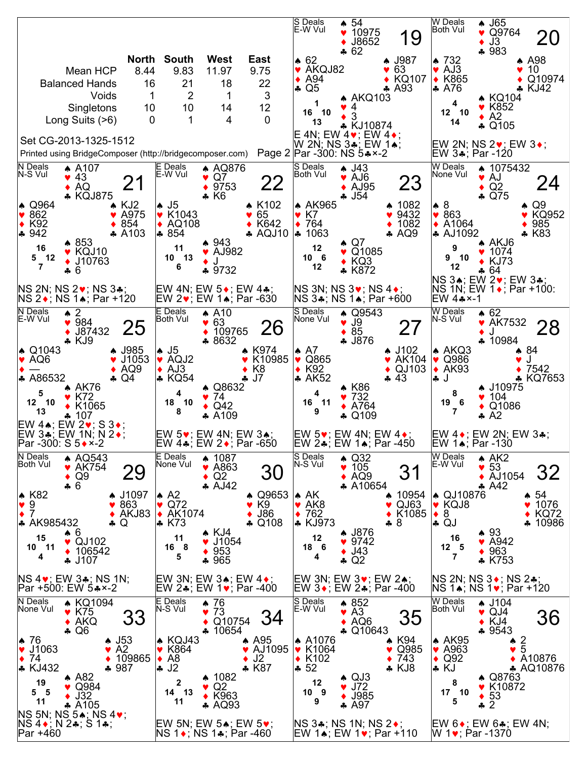| | North | South | West | East |
|---|---|---|---|---|
| Mean HCP | 8.44 | 9.83 | 11.97 | 9.75 |
| Balanced Hands | 16 | 21 | 18 | 22 |
| Voids | 1 | 2 | 1 | 3 |
| Singletons | 10 | 10 | 14 | 12 |
| Long Suits (>6) | 0 | 1 | 4 | 0 |

Set CG-2013-1325-1512

Printed using BridgeComposer (http://bridgecomposer.com)

## Board 19
S Deals, E-W Vul

North: ♠ 54 ♥ 10975 ♦ J8652 ♣ 62

West: ♠ 62 ♥ AKQJ82 ♦ A94 ♣ Q5

East: ♠ J987 ♥ 63 ♦ KQ107 ♣ A93

South: ♠ AKQ103 ♥ 4 ♦ 3 ♣ KJ10874

HCP: N 1, W 16, E 10, S 13

E 4N; EW 4♥; EW 4♦; W 2N; NS 3♣; EW 1♠; Par -300: NS 5♣×-2

## Board 20
W Deals, Both Vul

North: ♠ J65 ♥ Q9764 ♦ J3 ♣ 983

West: ♠ 732 ♥ AJ3 ♦ K865 ♣ A76

East: ♠ A98 ♥ 10 ♦ Q10974 ♣ KJ42

South: ♠ KQ104 ♥ K852 ♦ A2 ♣ Q105

HCP: N 4, W 12, E 10, S 14

EW 2N; NS 2♥; EW 3♦; EW 3♣; Par -120

## Board 21
N Deals, N-S Vul

North: ♠ A107 ♥ 43 ♦ AQ ♣ KQJ875

West: ♠ Q964 ♥ 862 ♦ K92 ♣ 942

East: ♠ KJ2 ♥ A975 ♦ 854 ♣ A103

South: ♠ 853 ♥ KQJ10 ♦ J10763 ♣ 6

HCP: N 16, W 5, E 12, S 7

NS 2N; NS 2♥; NS 3♣; NS 2♦; NS 1♠; Par +120

## Board 22
E Deals, E-W Vul

North: ♠ AQ876 ♥ Q7 ♦ 9753 ♣ K6

West: ♠ J5 ♥ K1043 ♦ AQ108 ♣ 854

East: ♠ K102 ♥ 65 ♦ K642 ♣ AQJ10

South: ♠ 943 ♥ AJ982 ♦ J ♣ 9732

HCP: N 11, W 10, E 13, S 6

EW 4N; EW 5♦; EW 4♣; EW 2♥; EW 1♠; Par -630

## Board 23
S Deals, Both Vul

North: ♠ J43 ♥ AJ6 ♦ AJ95 ♣ J54

West: ♠ AK965 ♥ K7 ♦ 764 ♣ 1063

East: ♠ 1082 ♥ 9432 ♦ 1082 ♣ AQ9

South: ♠ Q7 ♥ Q1085 ♦ KQ3 ♣ K872

HCP: N 12, W 10, E 6, S 12

NS 3N; NS 3♥; NS 4♦; NS 3♣; NS 1♠; Par +600

## Board 24
W Deals, None Vul

North: ♠ 1075432 ♥ AJ ♦ Q2 ♣ Q75

West: ♠ 8 ♥ 863 ♦ A1064 ♣ AJ1092

East: ♠ Q9 ♥ KQ952 ♦ 985 ♣ K83

South: ♠ AKJ6 ♥ 1074 ♦ KJ73 ♣ 64

HCP: N 9, W 9, E 10, S 12

NS 3♠; EW 2♥; EW 3♣; NS 1N; EW 1♦; Par +100: EW 4♣×-1

## Board 25
N Deals, E-W Vul

North: ♠ 2 ♥ 984 ♦ J87432 ♣ KJ9

West: ♠ Q1043 ♥ AQ6 ♦ — ♣ A86532

East: ♠ J985 ♥ J1053 ♦ AQ9 ♣ Q4

South: ♠ AK76 ♥ K72 ♦ K1065 ♣ 107

HCP: N 5, W 12, E 10, S 13

EW 4♠; EW 2♥; S 3♦; EW 3♣; EW 1N; N 2♦; Par -300: S 5♦×-2

## Board 26
E Deals, Both Vul

North: ♠ A10 ♥ 63 ♦ 109765 ♣ 8632

West: ♠ J5 ♥ AQJ2 ♦ AJ3 ♣ KQ54

East: ♠ K974 ♥ K10985 ♦ K8 ♣ J7

South: ♠ Q8632 ♥ 74 ♦ Q42 ♣ A109

HCP: N 4, W 18, E 10, S 8

EW 5♥; EW 4N; EW 3♠; EW 4♣; EW 2♦; Par -650

## Board 27
S Deals, None Vul

North: ♠ Q9543 ♥ J9 ♦ 85 ♣ J876

West: ♠ A7 ♥ Q865 ♦ K92 ♣ AK52

East: ♠ J102 ♥ AK104 ♦ QJ103 ♣ 43

South: ♠ K86 ♥ 732 ♦ A764 ♣ Q109

HCP: N 4, W 16, E 11, S 9

EW 5♥; EW 4N; EW 4♦; EW 2♣; EW 1♠; Par -450

## Board 28
W Deals, N-S Vul

North: ♠ 62 ♥ AK7532 ♦ J ♣ 10984

West: ♠ AKQ3 ♥ Q986 ♦ AK93 ♣ J

East: ♠ 84 ♥ J ♦ 7542 ♣ KQ7653

South: ♠ J10975 ♥ 104 ♦ Q1086 ♣ A2

HCP: N 8, W 19, E 6, S 7

EW 4♦; EW 2N; EW 3♣; EW 1♠; Par -130

## Board 29
N Deals, Both Vul

North: ♠ AQ543 ♥ AK754 ♦ Q9 ♣ 6

West: ♠ K82 ♥ 9 ♦ 7 ♣ AK985432

East: ♠ J1097 ♥ 863 ♦ AKJ83 ♣ Q

South: ♠ 6 ♥ QJ102 ♦ 106542 ♣ J107

HCP: N 15, W 10, E 11, S 4

NS 4♥; EW 3♣; NS 1N; Par +500: EW 5♣×-2

## Board 30
E Deals, None Vul

North: ♠ 1087 ♥ A863 ♦ Q2 ♣ AJ42

West: ♠ A2 ♥ Q72 ♦ AK1074 ♣ K73

East: ♠ Q9653 ♥ K9 ♦ J86 ♣ Q108

South: ♠ KJ4 ♥ J1054 ♦ 953 ♣ 965

HCP: N 11, W 16, E 8, S 5

EW 3N; EW 3♠; EW 4♦; EW 2♣; EW 1♥; Par -400

## Board 31
S Deals, N-S Vul

North: ♠ Q32 ♥ 105 ♦ AQ9 ♣ A10654

West: ♠ AK ♥ AK8 ♦ 762 ♣ KJ973

East: ♠ 10954 ♥ QJ63 ♦ K1085 ♣ 8

South: ♠ J876 ♥ 9742 ♦ J43 ♣ Q2

HCP: N 12, W 18, E 6, S 4

EW 3N; EW 3♥; EW 2♠; EW 3♦; EW 2♣; Par -400

## Board 32
W Deals, E-W Vul

North: ♠ AK2 ♥ 53 ♦ AJ1054 ♣ A42

West: ♠ QJ10876 ♥ KQJ8 ♦ 8 ♣ QJ

East: ♠ 54 ♥ 1076 ♦ KQ72 ♣ 10986

South: ♠ 93 ♥ A942 ♦ 963 ♣ K753

HCP: N 16, W 12, E 5, S 7

NS 2N; NS 3♦; NS 2♣; NS 1♠; NS 1♥; Par +120

## Board 33
N Deals, None Vul

North: ♠ KQ1094 ♥ K75 ♦ AKQ ♣ Q6

West: ♠ 76 ♥ J1063 ♦ 74 ♣ KJ432

East: ♠ J53 ♥ A2 ♦ 109865 ♣ 987

South: ♠ A82 ♥ Q984 ♦ J32 ♣ A105

HCP: N 19, W 5, E 5, S 11

NS 5N; NS 5♠; NS 4♥; NS 4♦; N 2♣; S 1♣; Par +460

## Board 34
E Deals, N-S Vul

North: ♠ 76 ♥ 73 ♦ Q10754 ♣ 10654

West: ♠ KQJ43 ♥ K864 ♦ A8 ♣ J2

East: ♠ A95 ♥ AJ1095 ♦ J2 ♣ K87

South: ♠ 1082 ♥ Q2 ♦ K963 ♣ AQ93

HCP: N 2, W 14, E 13, S 11

EW 5N; EW 5♠; EW 5♥; NS 1♦; NS 1♣; Par -460

## Board 35
S Deals, E-W Vul

North: ♠ 852 ♥ A3 ♦ AQ6 ♣ Q10643

West: ♠ A1076 ♥ K1064 ♦ K102 ♣ 52

East: ♠ K94 ♥ Q985 ♦ 743 ♣ KJ8

South: ♠ QJ3 ♥ J72 ♦ J985 ♣ A97

HCP: N 12, W 10, E 9, S 9

NS 3♣; NS 1N; NS 2♦; EW 1♠; EW 1♥; Par +110

## Board 36
W Deals, Both Vul

North: ♠ J104 ♥ QJ4 ♦ KJ4 ♣ 9543

West: ♠ AK95 ♥ A963 ♦ Q92 ♣ KJ

East: ♠ 2 ♥ 5 ♦ A10876 ♣ AQ10876

South: ♠ Q8763 ♥ K10872 ♦ 53 ♣ 2

HCP: N 8, W 17, E 10, S 5

EW 6♦; EW 6♣; EW 4N; W 1♥; Par -1370